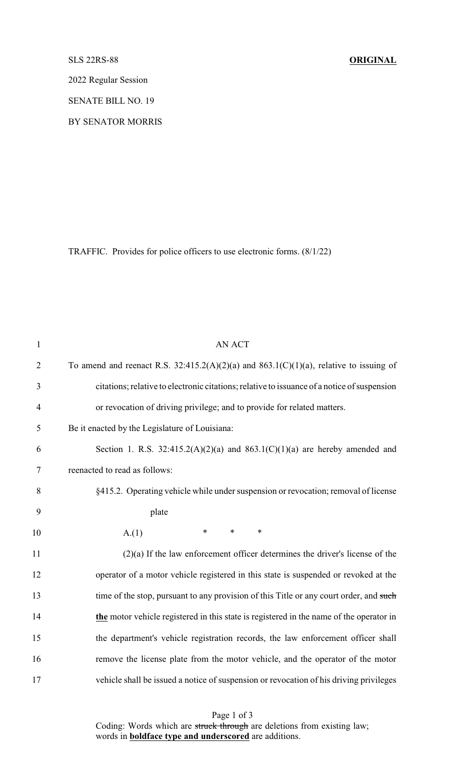SLS 22RS-88 **ORIGINAL**

2022 Regular Session

SENATE BILL NO. 19

BY SENATOR MORRIS

TRAFFIC. Provides for police officers to use electronic forms. (8/1/22)

AN ACT

To amend and reenact R.S. 32:415.2(A)(2)(a) and 863.1(C)(1)(a), relative to issuing of citations; relative to electronic citations; relative to issuance of a notice of suspension or revocation of driving privilege; and to provide for related matters.

Be it enacted by the Legislature of Louisiana:

Section 1. R.S. 32:415.2(A)(2)(a) and 863.1(C)(1)(a) are hereby amended and reenacted to read as follows:

§415.2. Operating vehicle while under suspension or revocation; removal of license plate

A.(1) * * *

(2)(a) If the law enforcement officer determines the driver's license of the operator of a motor vehicle registered in this state is suspended or revoked at the time of the stop, pursuant to any provision of this Title or any court order, and ~~such~~ **<u>the</u>** motor vehicle registered in this state is registered in the name of the operator in the department's vehicle registration records, the law enforcement officer shall remove the license plate from the motor vehicle, and the operator of the motor vehicle shall be issued a notice of suspension or revocation of his driving privileges

Coding: Words which are ~~struck through~~ are deletions from existing law; words in **<u>boldface type and underscored</u>** are additions.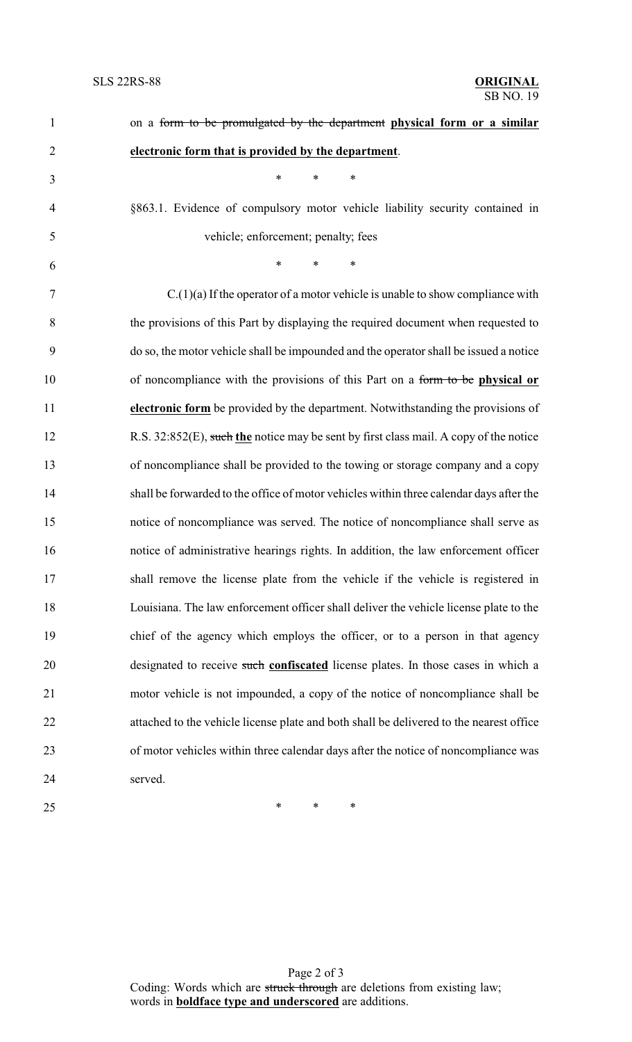on a ~~form to be promulgated by the department~~ **<u>physical form or a similar electronic form that is provided by the department</u>**.

\* \* \*

§863.1. Evidence of compulsory motor vehicle liability security contained in vehicle; enforcement; penalty; fees

\* \* \*

C.(1)(a) If the operator of a motor vehicle is unable to show compliance with the provisions of this Part by displaying the required document when requested to do so, the motor vehicle shall be impounded and the operator shall be issued a notice of noncompliance with the provisions of this Part on a ~~form to be~~ **<u>physical or electronic form</u>** be provided by the department. Notwithstanding the provisions of R.S. 32:852(E), ~~such~~ **<u>the</u>** notice may be sent by first class mail. A copy of the notice of noncompliance shall be provided to the towing or storage company and a copy shall be forwarded to the office of motor vehicles within three calendar days after the notice of noncompliance was served. The notice of noncompliance shall serve as notice of administrative hearings rights. In addition, the law enforcement officer shall remove the license plate from the vehicle if the vehicle is registered in Louisiana. The law enforcement officer shall deliver the vehicle license plate to the chief of the agency which employs the officer, or to a person in that agency designated to receive ~~such~~ **<u>confiscated</u>** license plates. In those cases in which a motor vehicle is not impounded, a copy of the notice of noncompliance shall be attached to the vehicle license plate and both shall be delivered to the nearest office of motor vehicles within three calendar days after the notice of noncompliance was served.

\* \* \*

Coding: Words which are ~~struck through~~ are deletions from existing law; words in **<u>boldface type and underscored</u>** are additions.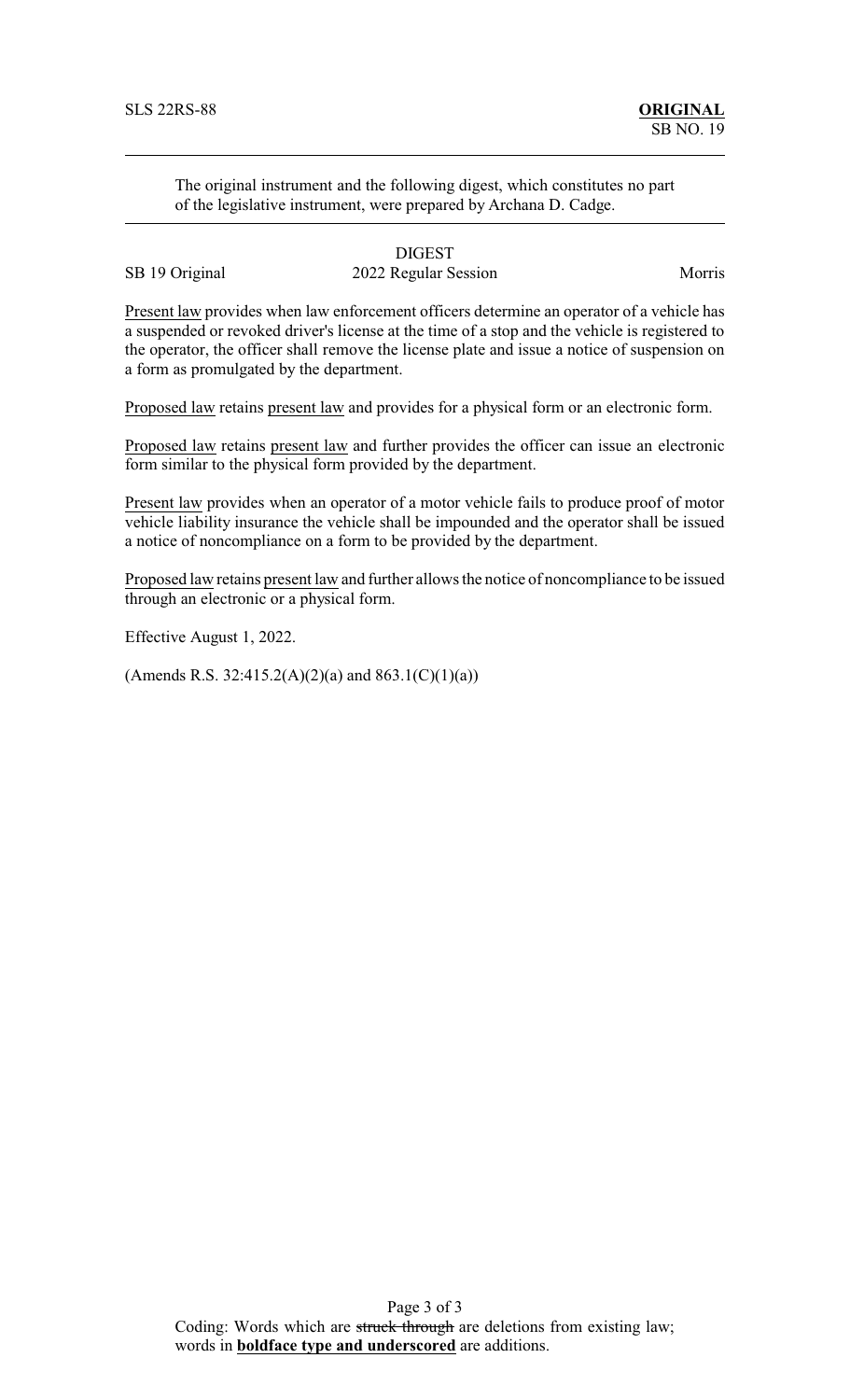SLS 22RS-88

**ORIGINAL**
SB NO. 19

The original instrument and the following digest, which constitutes no part of the legislative instrument, were prepared by Archana D. Cadge.

DIGEST

SB 19 Original — 2022 Regular Session — Morris

Present law provides when law enforcement officers determine an operator of a vehicle has a suspended or revoked driver's license at the time of a stop and the vehicle is registered to the operator, the officer shall remove the license plate and issue a notice of suspension on a form as promulgated by the department.

Proposed law retains present law and provides for a physical form or an electronic form.

Proposed law retains present law and further provides the officer can issue an electronic form similar to the physical form provided by the department.

Present law provides when an operator of a motor vehicle fails to produce proof of motor vehicle liability insurance the vehicle shall be impounded and the operator shall be issued a notice of noncompliance on a form to be provided by the department.

Proposed law retains present law and further allows the notice of noncompliance to be issued through an electronic or a physical form.

Effective August 1, 2022.

(Amends R.S. 32:415.2(A)(2)(a) and 863.1(C)(1)(a))

Coding: Words which are ~~struck through~~ are deletions from existing law; words in **boldface type and underscored** are additions.